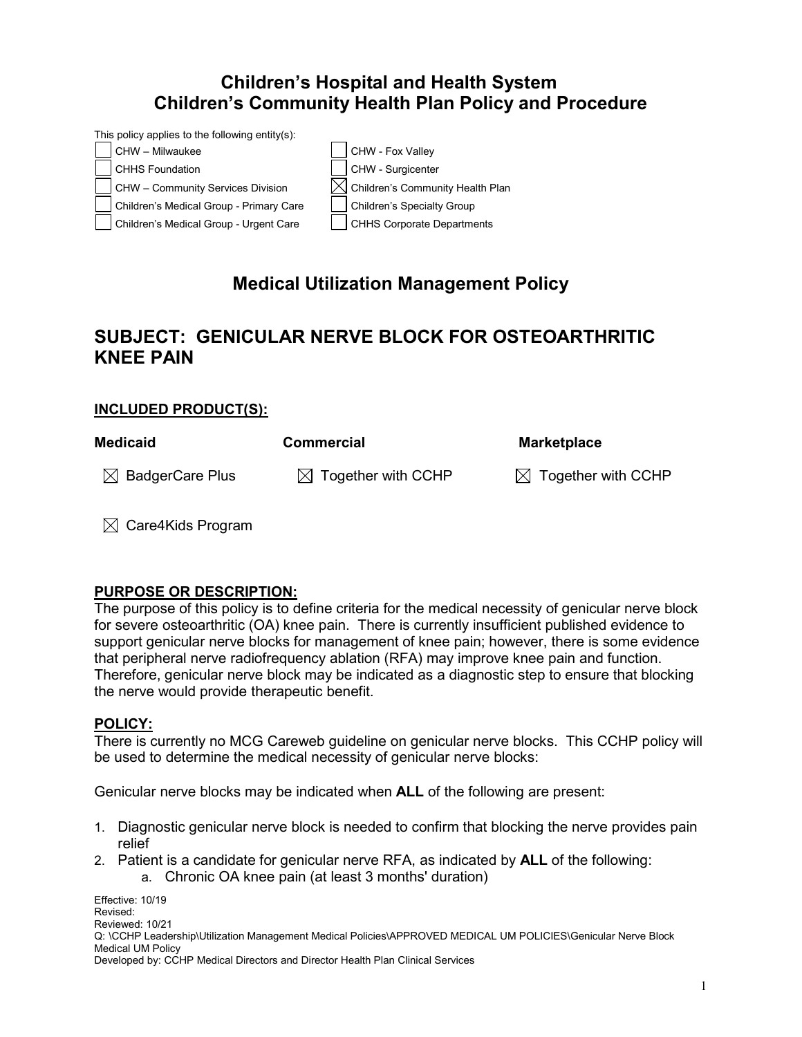# Children's Hospital and Health System
# Children's Community Health Plan Policy and Procedure

This policy applies to the following entity(s):

| | |
|---|---|
| ☐ CHW – Milwaukee | ☐ CHW - Fox Valley |
| ☐ CHHS Foundation | ☐ CHW - Surgicenter |
| ☐ CHW – Community Services Division | ☒ Children's Community Health Plan |
| ☐ Children's Medical Group - Primary Care | ☐ Children's Specialty Group |
| ☐ Children's Medical Group - Urgent Care | ☐ CHHS Corporate Departments |

## Medical Utilization Management Policy

## SUBJECT: GENICULAR NERVE BLOCK FOR OSTEOARTHRITIC KNEE PAIN

### INCLUDED PRODUCT(S):

| Medicaid | Commercial | Marketplace |
|---|---|---|
| ☒ BadgerCare Plus | ☒ Together with CCHP | ☒ Together with CCHP |
| ☒ Care4Kids Program | | |

### PURPOSE OR DESCRIPTION:

The purpose of this policy is to define criteria for the medical necessity of genicular nerve block for severe osteoarthritic (OA) knee pain. There is currently insufficient published evidence to support genicular nerve blocks for management of knee pain; however, there is some evidence that peripheral nerve radiofrequency ablation (RFA) may improve knee pain and function. Therefore, genicular nerve block may be indicated as a diagnostic step to ensure that blocking the nerve would provide therapeutic benefit.

### POLICY:

There is currently no MCG Careweb guideline on genicular nerve blocks. This CCHP policy will be used to determine the medical necessity of genicular nerve blocks:

Genicular nerve blocks may be indicated when **ALL** of the following are present:

1. Diagnostic genicular nerve block is needed to confirm that blocking the nerve provides pain relief
2. Patient is a candidate for genicular nerve RFA, as indicated by **ALL** of the following:
   a. Chronic OA knee pain (at least 3 months' duration)

Effective: 10/19
Revised:
Reviewed: 10/21
Q: \CCHP Leadership\Utilization Management Medical Policies\APPROVED MEDICAL UM POLICIES\Genicular Nerve Block Medical UM Policy
Developed by: CCHP Medical Directors and Director Health Plan Clinical Services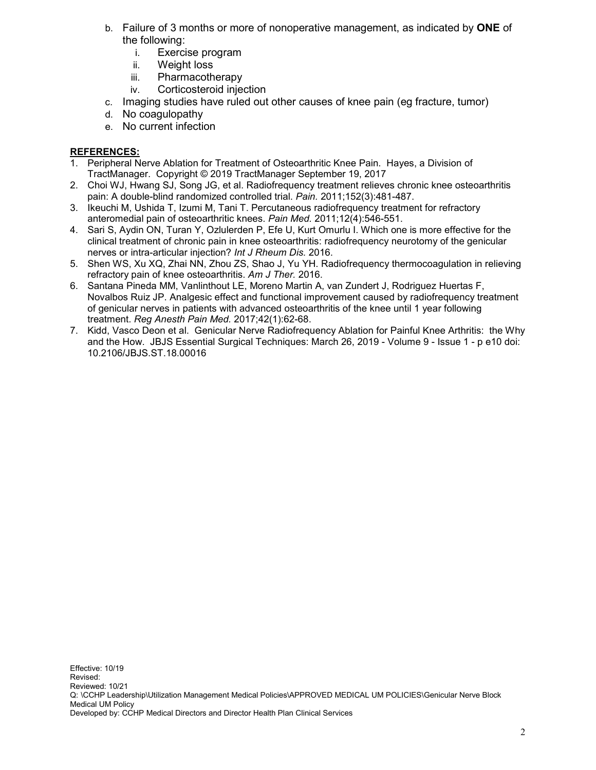b. Failure of 3 months or more of nonoperative management, as indicated by **ONE** of the following:
    i. Exercise program
    ii. Weight loss
    iii. Pharmacotherapy
    iv. Corticosteroid injection
c. Imaging studies have ruled out other causes of knee pain (eg fracture, tumor)
d. No coagulopathy
e. No current infection

**REFERENCES:**

1. Peripheral Nerve Ablation for Treatment of Osteoarthritic Knee Pain. Hayes, a Division of TractManager. Copyright © 2019 TractManager September 19, 2017
2. Choi WJ, Hwang SJ, Song JG, et al. Radiofrequency treatment relieves chronic knee osteoarthritis pain: A double-blind randomized controlled trial. *Pain.* 2011;152(3):481-487.
3. Ikeuchi M, Ushida T, Izumi M, Tani T. Percutaneous radiofrequency treatment for refractory anteromedial pain of osteoarthritic knees. *Pain Med.* 2011;12(4):546-551.
4. Sari S, Aydin ON, Turan Y, Ozlulerden P, Efe U, Kurt Omurlu I. Which one is more effective for the clinical treatment of chronic pain in knee osteoarthritis: radiofrequency neurotomy of the genicular nerves or intra-articular injection? *Int J Rheum Dis.* 2016.
5. Shen WS, Xu XQ, Zhai NN, Zhou ZS, Shao J, Yu YH. Radiofrequency thermocoagulation in relieving refractory pain of knee osteoarthritis. *Am J Ther.* 2016.
6. Santana Pineda MM, Vanlinthout LE, Moreno Martin A, van Zundert J, Rodriguez Huertas F, Novalbos Ruiz JP. Analgesic effect and functional improvement caused by radiofrequency treatment of genicular nerves in patients with advanced osteoarthritis of the knee until 1 year following treatment. *Reg Anesth Pain Med.* 2017;42(1):62-68.
7. Kidd, Vasco Deon et al. Genicular Nerve Radiofrequency Ablation for Painful Knee Arthritis: the Why and the How. JBJS Essential Surgical Techniques: March 26, 2019 - Volume 9 - Issue 1 - p e10 doi: 10.2106/JBJS.ST.18.00016

Effective: 10/19
Revised:
Reviewed: 10/21
Q: \CCHP Leadership\Utilization Management Medical Policies\APPROVED MEDICAL UM POLICIES\Genicular Nerve Block Medical UM Policy
Developed by: CCHP Medical Directors and Director Health Plan Clinical Services